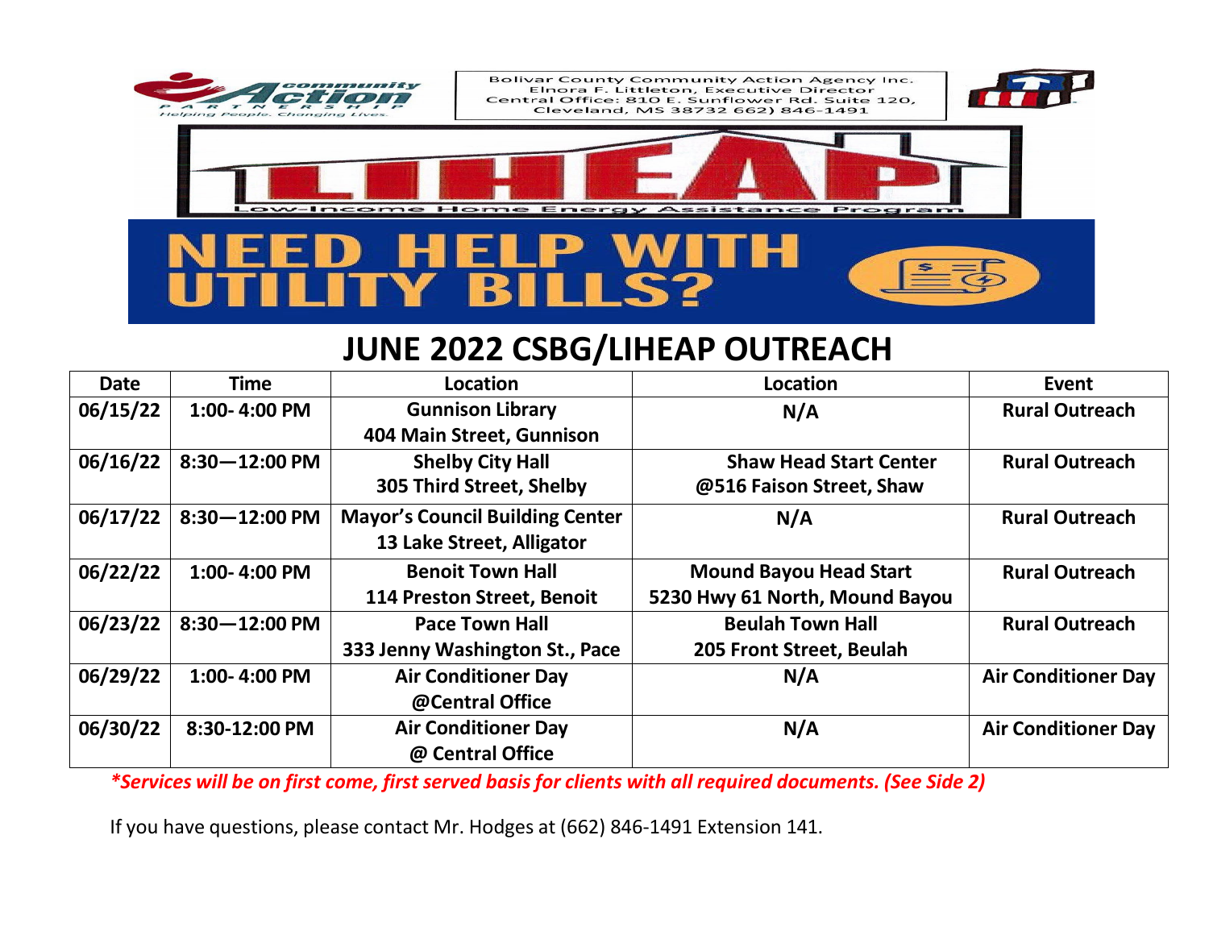Community Action Partnership
Helping People. Changing Lives.

Bolivar County Community Action Agency Inc.
Elnora F. Littleton, Executive Director
Central Office: 810 E. Sunflower Rd. Suite 120,
Cleveland, MS 38732 662) 846-1491

# LIHEAP

Low-Income Home Energy Assistance Program

# NEED HELP WITH UTILITY BILLS?

## JUNE 2022 CSBG/LIHEAP OUTREACH

| Date | Time | Location | Location | Event |
|---|---|---|---|---|
| 06/15/22 | 1:00- 4:00 PM | Gunnison Library<br>404 Main Street, Gunnison | N/A | Rural Outreach |
| 06/16/22 | 8:30—12:00 PM | Shelby City Hall<br>305 Third Street, Shelby | Shaw Head Start Center<br>@516 Faison Street, Shaw | Rural Outreach |
| 06/17/22 | 8:30—12:00 PM | Mayor's Council Building Center<br>13 Lake Street, Alligator | N/A | Rural Outreach |
| 06/22/22 | 1:00- 4:00 PM | Benoit Town Hall<br>114 Preston Street, Benoit | Mound Bayou Head Start<br>5230 Hwy 61 North, Mound Bayou | Rural Outreach |
| 06/23/22 | 8:30—12:00 PM | Pace Town Hall<br>333 Jenny Washington St., Pace | Beulah Town Hall<br>205 Front Street, Beulah | Rural Outreach |
| 06/29/22 | 1:00- 4:00 PM | Air Conditioner Day<br>@Central Office | N/A | Air Conditioner Day |
| 06/30/22 | 8:30-12:00 PM | Air Conditioner Day<br>@ Central Office | N/A | Air Conditioner Day |

*\*Services will be on first come, first served basis for clients with all required documents. (See Side 2)*

If you have questions, please contact Mr. Hodges at (662) 846-1491 Extension 141.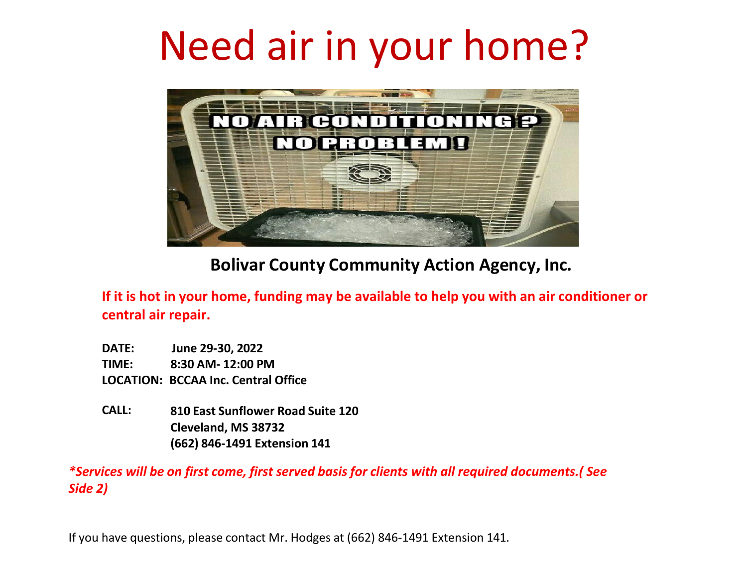# Need air in your home?

**Bolivar County Community Action Agency, Inc.**

**If it is hot in your home, funding may be available to help you with an air conditioner or central air repair.**

**DATE:** June 29-30, 2022
**TIME:** 8:30 AM- 12:00 PM
**LOCATION:** BCCAA Inc. Central Office

**CALL:** 810 East Sunflower Road Suite 120
Cleveland, MS 38732
(662) 846-1491 Extension 141

***Services will be on first come, first served basis for clients with all required documents.( See Side 2)***

If you have questions, please contact Mr. Hodges at (662) 846-1491 Extension 141.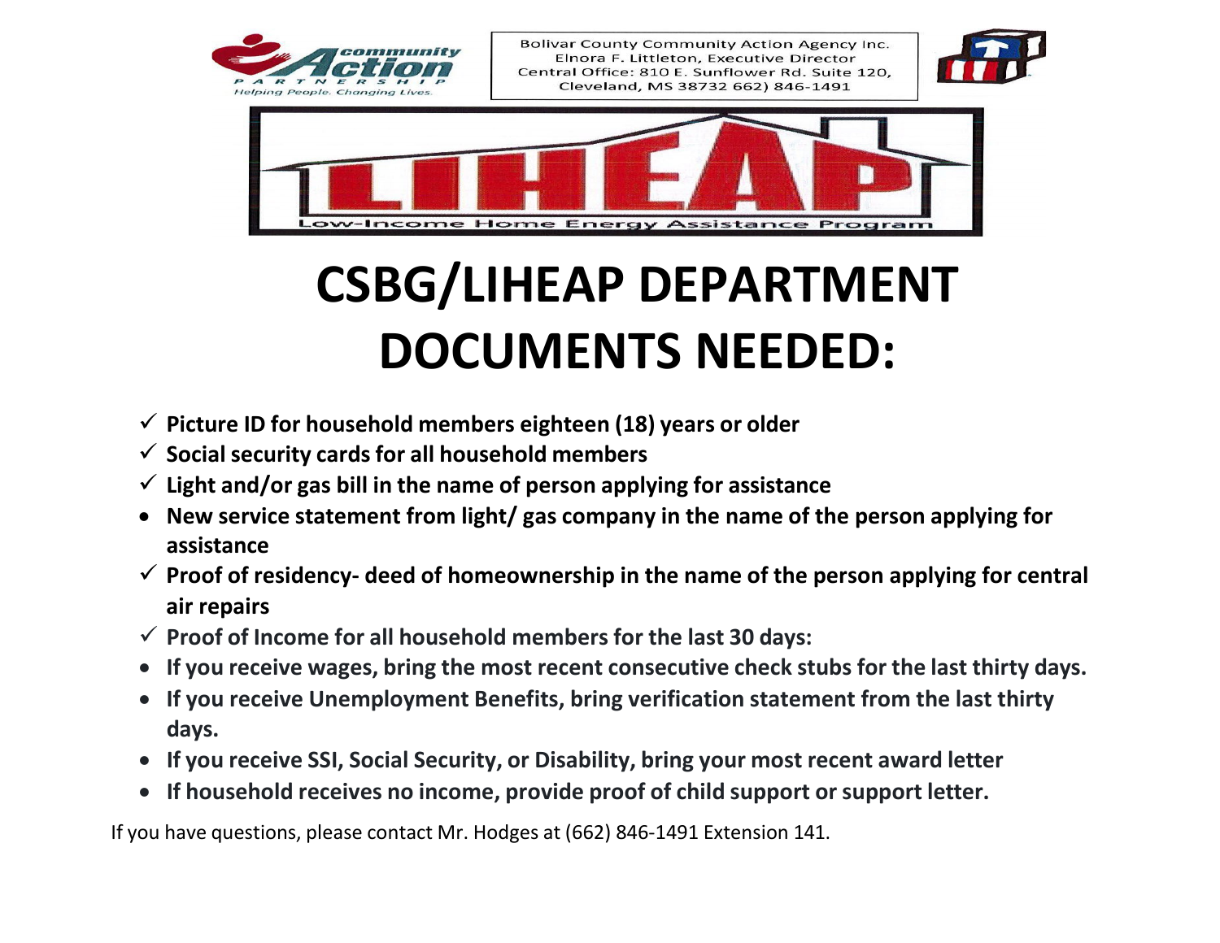community Action PARTNERSHIP
Helping People. Changing Lives.

Bolivar County Community Action Agency Inc.
Elnora F. Littleton, Executive Director
Central Office: 810 E. Sunflower Rd. Suite 120,
Cleveland, MS 38732 662) 846-1491

LIHEAP
Low-Income Home Energy Assistance Program

# CSBG/LIHEAP DEPARTMENT DOCUMENTS NEEDED:

- ✓ **Picture ID for household members eighteen (18) years or older**
- ✓ **Social security cards for all household members**
- ✓ **Light and/or gas bill in the name of person applying for assistance**
- **New service statement from light/ gas company in the name of the person applying for assistance**
- ✓ **Proof of residency- deed of homeownership in the name of the person applying for central air repairs**
- ✓ **Proof of Income for all household members for the last 30 days:**
- **If you receive wages, bring the most recent consecutive check stubs for the last thirty days.**
- **If you receive Unemployment Benefits, bring verification statement from the last thirty days.**
- **If you receive SSI, Social Security, or Disability, bring your most recent award letter**
- **If household receives no income, provide proof of child support or support letter.**

If you have questions, please contact Mr. Hodges at (662) 846-1491 Extension 141.